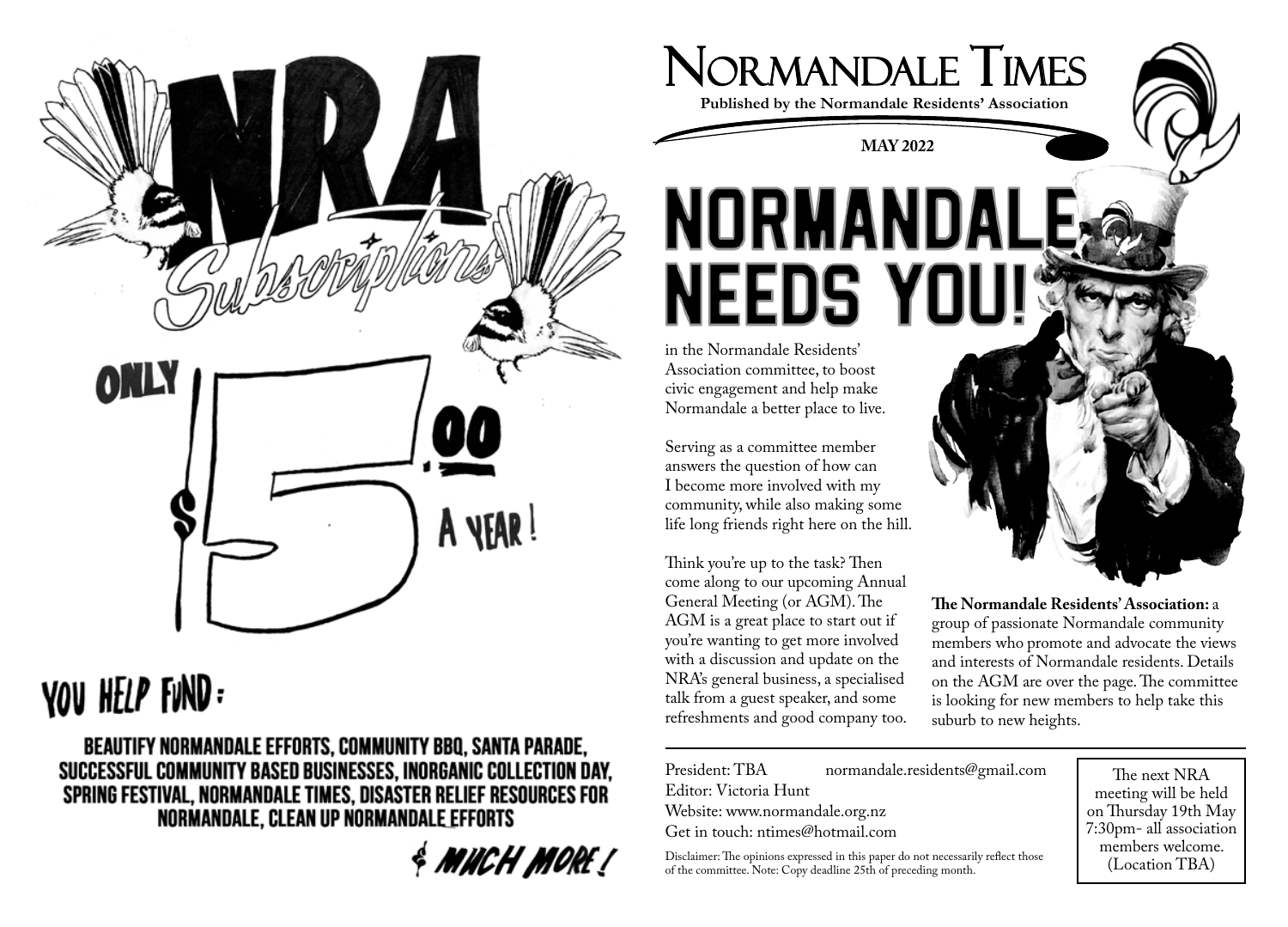# NRA Subscriptions

ONLY $5.00 A YEAR!

## YOU HELP FUND:

BEAUTIFY NORMANDALE EFFORTS, COMMUNITY BBQ, SANTA PARADE, SUCCESSFUL COMMUNITY BASED BUSINESSES, INORGANIC COLLECTION DAY, SPRING FESTIVAL, NORMANDALE TIMES, DISASTER RELIEF RESOURCES FOR NORMANDALE, CLEAN UP NORMANDALE EFFORTS

& MUCH MORE!

# Normandale Times

**Published by the Normandale Residents' Association**

**MAY 2022**

# NORMANDALE NEEDS YOU!

in the Normandale Residents' Association committee, to boost civic engagement and help make Normandale a better place to live.

Serving as a committee member answers the question of how can I become more involved with my community, while also making some life long friends right here on the hill.

Think you're up to the task? Then come along to our upcoming Annual General Meeting (or AGM). The AGM is a great place to start out if you're wanting to get more involved with a discussion and update on the NRA's general business, a specialised talk from a guest speaker, and some refreshments and good company too.

**The Normandale Residents' Association:** a group of passionate Normandale community members who promote and advocate the views and interests of Normandale residents. Details on the AGM are over the page. The committee is looking for new members to help take this suburb to new heights.

---

President: TBA
normandale.residents@gmail.com
Editor: Victoria Hunt
Website: www.normandale.org.nz
Get in touch: ntimes@hotmail.com

Disclaimer: The opinions expressed in this paper do not necessarily reflect those of the committee. Note: Copy deadline 25th of preceding month.

The next NRA meeting will be held on Thursday 19th May 7:30pm- all association members welcome. (Location TBA)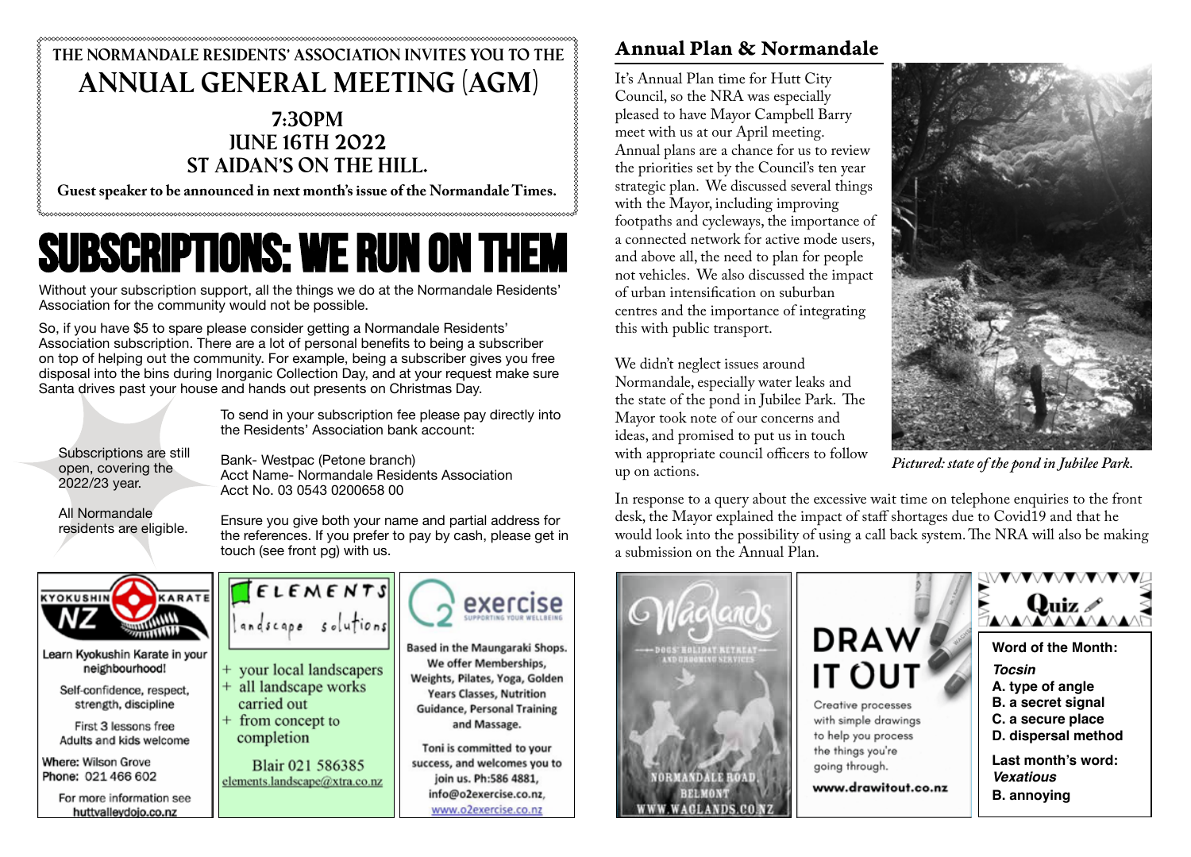THE NORMANDALE RESIDENTS' ASSOCIATION INVITES YOU TO THE

# ANNUAL GENERAL MEETING (AGM)

**7:30PM**
**JUNE 16TH 2022**
**ST AIDAN'S ON THE HILL.**

**Guest speaker to be announced in next month's issue of the Normandale Times.**

# SUBSCRIPTIONS: WE RUN ON THEM

Without your subscription support, all the things we do at the Normandale Residents' Association for the community would not be possible.

So, if you have $5 to spare please consider getting a Normandale Residents' Association subscription. There are a lot of personal benefits to being a subscriber on top of helping out the community. For example, being a subscriber gives you free disposal into the bins during Inorganic Collection Day, and at your request make sure Santa drives past your house and hands out presents on Christmas Day.

Subscriptions are still open, covering the 2022/23 year.

All Normandale residents are eligible.

To send in your subscription fee please pay directly into the Residents' Association bank account:

Bank- Westpac (Petone branch)
Acct Name- Normandale Residents Association
Acct No. 03 0543 0200658 00

Ensure you give both your name and partial address for the references. If you prefer to pay by cash, please get in touch (see front pg) with us.

## Annual Plan & Normandale

It's Annual Plan time for Hutt City Council, so the NRA was especially pleased to have Mayor Campbell Barry meet with us at our April meeting. Annual plans are a chance for us to review the priorities set by the Council's ten year strategic plan. We discussed several things with the Mayor, including improving footpaths and cycleways, the importance of a connected network for active mode users, and above all, the need to plan for people not vehicles. We also discussed the impact of urban intensification on suburban centres and the importance of integrating this with public transport.

We didn't neglect issues around Normandale, especially water leaks and the state of the pond in Jubilee Park. The Mayor took note of our concerns and ideas, and promised to put us in touch with appropriate council officers to follow up on actions.

*Pictured: state of the pond in Jubilee Park.*

In response to a query about the excessive wait time on telephone enquiries to the front desk, the Mayor explained the impact of staff shortages due to Covid19 and that he would look into the possibility of using a call back system. The NRA will also be making a submission on the Annual Plan.

---

**KYOKUSHIN KARATE NZ**

Learn Kyokushin Karate in your neighbourhood!

Self-confidence, respect, strength, discipline

First 3 lessons free
Adults and kids welcome

Where: Wilson Grove
Phone: 021 466 602

For more information see huttvalleydojo.co.nz

---

**ELEMENTS landscape solutions**

- \+ your local landscapers
- \+ all landscape works carried out
- \+ from concept to completion

Blair 021 586385
elements.landscape@xtra.co.nz

---

**O2 exercise** — SUPPORTING YOUR WELLBEING

Based in the Maungaraki Shops. We offer Memberships, Weights, Pilates, Yoga, Golden Years Classes, Nutrition Guidance, Personal Training and Massage.

Toni is committed to your success, and welcomes you to join us. Ph:586 4881, info@o2exercise.co.nz, www.o2exercise.co.nz

---

**Waglands** — DOGS' HOLIDAY RETREAT AND GROOMING SERVICES

NORMANDALE ROAD, BELMONT
WWW.WAGLANDS.CO.NZ

---

**DRAW IT OUT**

Creative processes with simple drawings to help you process the things you're going through.

www.drawitout.co.nz

---

**Quiz**

**Word of the Month:**

***Tocsin***

**A. type of angle**
**B. a secret signal**
**C. a secure place**
**D. dispersal method**

**Last month's word:**
***Vexatious***
**B. annoying**